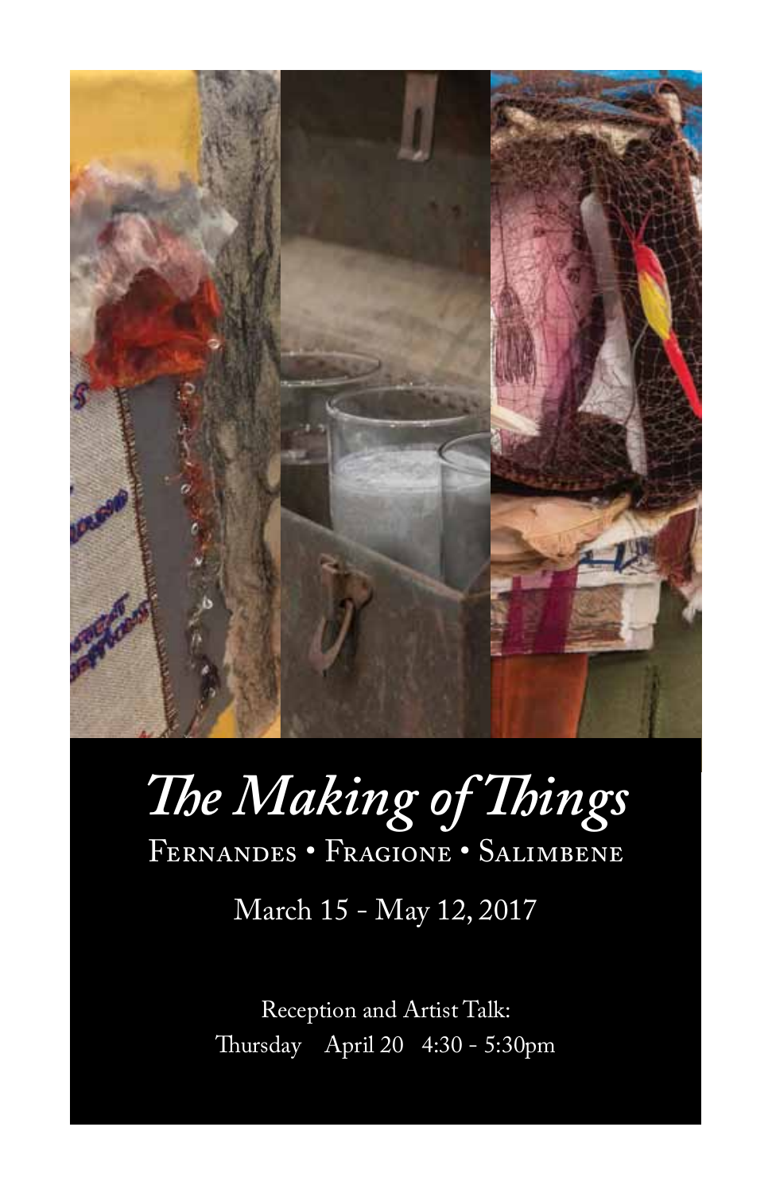# *The Making of Things*

FERNANDES • FRAGIONE • SALIMBENE

March 15 - May 12, 2017

Reception and Artist Talk:
Thursday April 20 4:30 - 5:30pm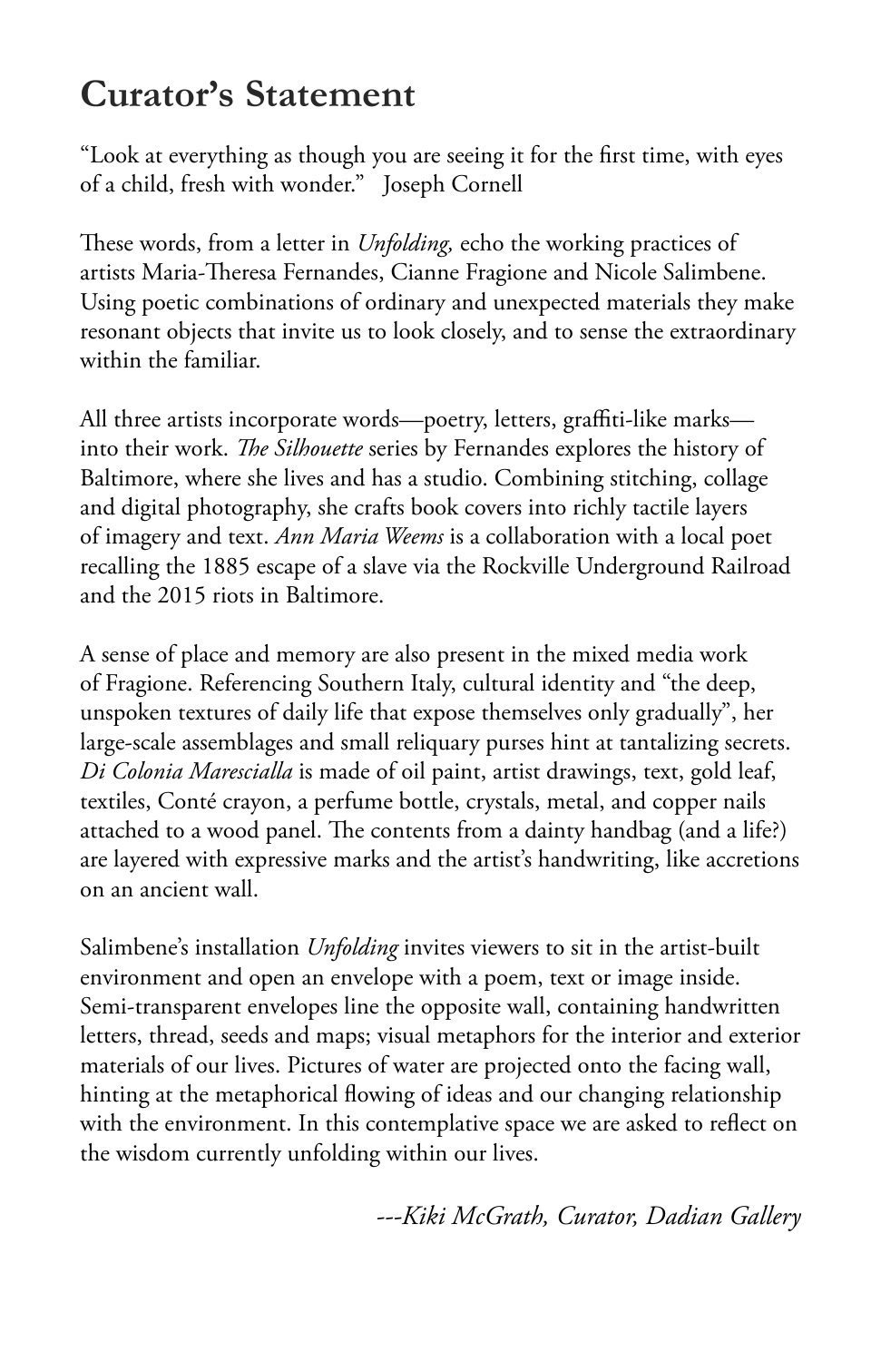# Curator's Statement

"Look at everything as though you are seeing it for the first time, with eyes of a child, fresh with wonder."   Joseph Cornell

These words, from a letter in *Unfolding,* echo the working practices of artists Maria-Theresa Fernandes, Cianne Fragione and Nicole Salimbene. Using poetic combinations of ordinary and unexpected materials they make resonant objects that invite us to look closely, and to sense the extraordinary within the familiar.

All three artists incorporate words—poetry, letters, graffiti-like marks—into their work. *The Silhouette* series by Fernandes explores the history of Baltimore, where she lives and has a studio. Combining stitching, collage and digital photography, she crafts book covers into richly tactile layers of imagery and text. *Ann Maria Weems* is a collaboration with a local poet recalling the 1885 escape of a slave via the Rockville Underground Railroad and the 2015 riots in Baltimore.

A sense of place and memory are also present in the mixed media work of Fragione. Referencing Southern Italy, cultural identity and "the deep, unspoken textures of daily life that expose themselves only gradually", her large-scale assemblages and small reliquary purses hint at tantalizing secrets. *Di Colonia Marescialla* is made of oil paint, artist drawings, text, gold leaf, textiles, Conté crayon, a perfume bottle, crystals, metal, and copper nails attached to a wood panel. The contents from a dainty handbag (and a life?) are layered with expressive marks and the artist's handwriting, like accretions on an ancient wall.

Salimbene's installation *Unfolding* invites viewers to sit in the artist-built environment and open an envelope with a poem, text or image inside. Semi-transparent envelopes line the opposite wall, containing handwritten letters, thread, seeds and maps; visual metaphors for the interior and exterior materials of our lives. Pictures of water are projected onto the facing wall, hinting at the metaphorical flowing of ideas and our changing relationship with the environment. In this contemplative space we are asked to reflect on the wisdom currently unfolding within our lives.

*---Kiki McGrath, Curator, Dadian Gallery*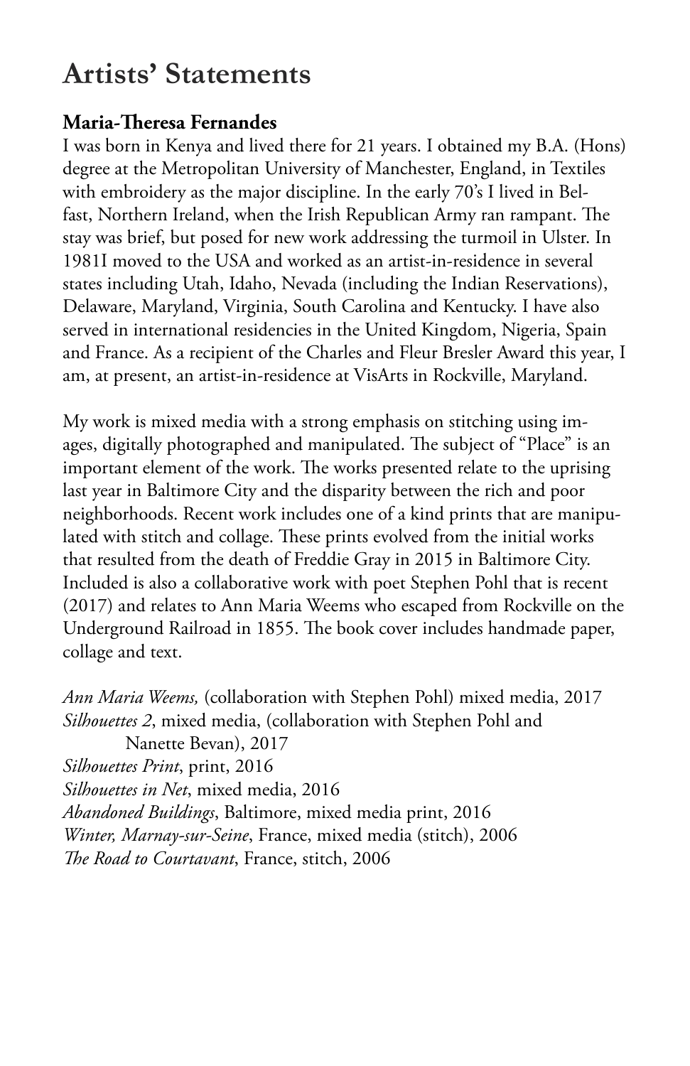# Artists' Statements

### Maria-Theresa Fernandes

I was born in Kenya and lived there for 21 years. I obtained my B.A. (Hons) degree at the Metropolitan University of Manchester, England, in Textiles with embroidery as the major discipline. In the early 70's I lived in Belfast, Northern Ireland, when the Irish Republican Army ran rampant. The stay was brief, but posed for new work addressing the turmoil in Ulster. In 1981I moved to the USA and worked as an artist-in-residence in several states including Utah, Idaho, Nevada (including the Indian Reservations), Delaware, Maryland, Virginia, South Carolina and Kentucky. I have also served in international residencies in the United Kingdom, Nigeria, Spain and France. As a recipient of the Charles and Fleur Bresler Award this year, I am, at present, an artist-in-residence at VisArts in Rockville, Maryland.

My work is mixed media with a strong emphasis on stitching using images, digitally photographed and manipulated. The subject of "Place" is an important element of the work. The works presented relate to the uprising last year in Baltimore City and the disparity between the rich and poor neighborhoods. Recent work includes one of a kind prints that are manipulated with stitch and collage. These prints evolved from the initial works that resulted from the death of Freddie Gray in 2015 in Baltimore City. Included is also a collaborative work with poet Stephen Pohl that is recent (2017) and relates to Ann Maria Weems who escaped from Rockville on the Underground Railroad in 1855. The book cover includes handmade paper, collage and text.

*Ann Maria Weems,* (collaboration with Stephen Pohl) mixed media, 2017
*Silhouettes 2*, mixed media, (collaboration with Stephen Pohl and Nanette Bevan), 2017
*Silhouettes Print*, print, 2016
*Silhouettes in Net*, mixed media, 2016
*Abandoned Buildings*, Baltimore, mixed media print, 2016
*Winter, Marnay-sur-Seine*, France, mixed media (stitch), 2006
*The Road to Courtavant*, France, stitch, 2006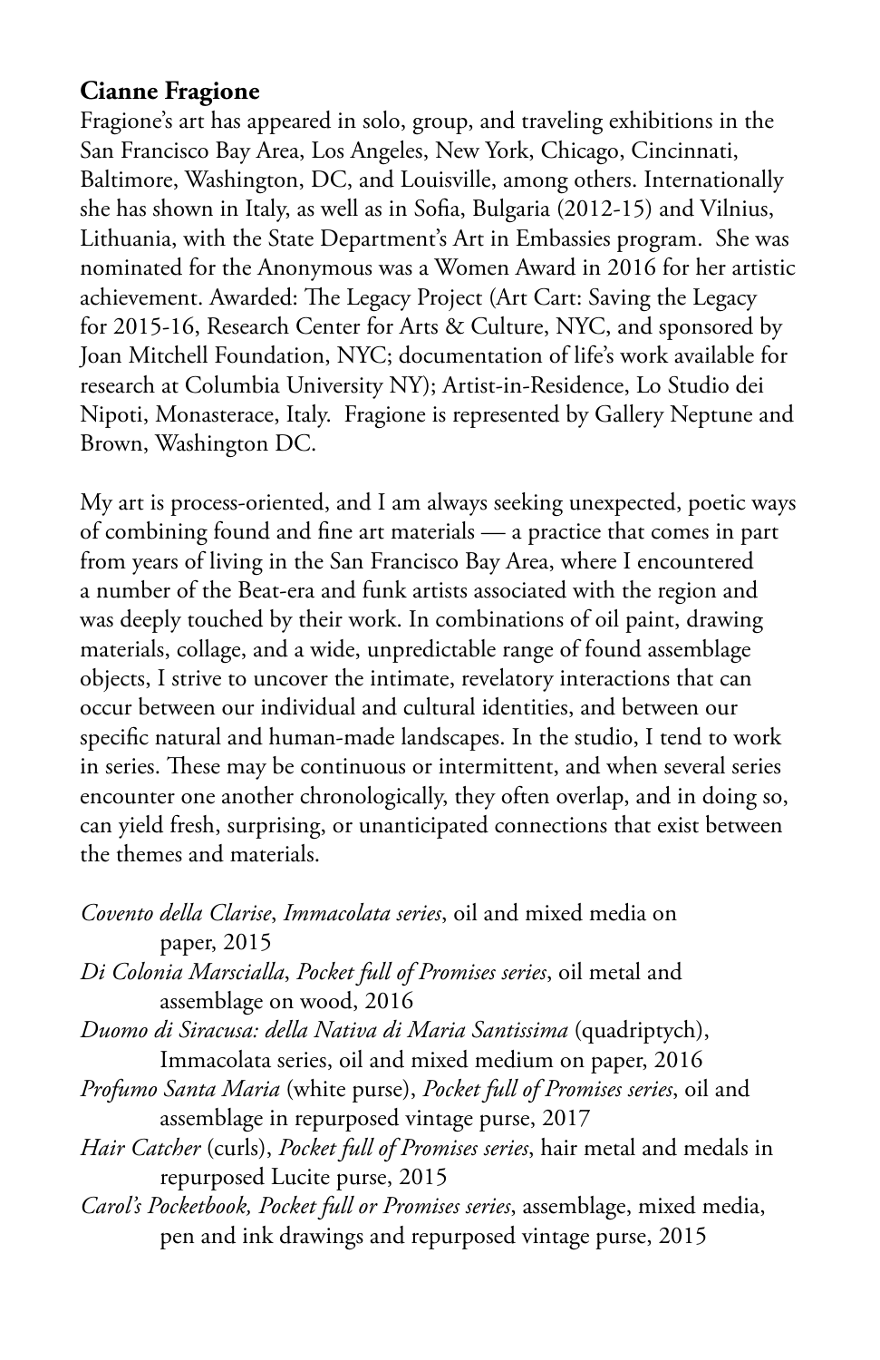**Cianne Fragione**

Fragione's art has appeared in solo, group, and traveling exhibitions in the San Francisco Bay Area, Los Angeles, New York, Chicago, Cincinnati, Baltimore, Washington, DC, and Louisville, among others. Internationally she has shown in Italy, as well as in Sofia, Bulgaria (2012-15) and Vilnius, Lithuania, with the State Department's Art in Embassies program. She was nominated for the Anonymous was a Women Award in 2016 for her artistic achievement. Awarded: The Legacy Project (Art Cart: Saving the Legacy for 2015-16, Research Center for Arts & Culture, NYC, and sponsored by Joan Mitchell Foundation, NYC; documentation of life's work available for research at Columbia University NY); Artist-in-Residence, Lo Studio dei Nipoti, Monasterace, Italy. Fragione is represented by Gallery Neptune and Brown, Washington DC.

My art is process-oriented, and I am always seeking unexpected, poetic ways of combining found and fine art materials — a practice that comes in part from years of living in the San Francisco Bay Area, where I encountered a number of the Beat-era and funk artists associated with the region and was deeply touched by their work. In combinations of oil paint, drawing materials, collage, and a wide, unpredictable range of found assemblage objects, I strive to uncover the intimate, revelatory interactions that can occur between our individual and cultural identities, and between our specific natural and human-made landscapes. In the studio, I tend to work in series. These may be continuous or intermittent, and when several series encounter one another chronologically, they often overlap, and in doing so, can yield fresh, surprising, or unanticipated connections that exist between the themes and materials.

*Covento della Clarise*, *Immacolata series*, oil and mixed media on paper, 2015

*Di Colonia Marscialla*, *Pocket full of Promises series*, oil metal and assemblage on wood, 2016

*Duomo di Siracusa: della Nativa di Maria Santissima* (quadriptych), Immacolata series, oil and mixed medium on paper, 2016

*Profumo Santa Maria* (white purse), *Pocket full of Promises series*, oil and assemblage in repurposed vintage purse, 2017

*Hair Catcher* (curls), *Pocket full of Promises series*, hair metal and medals in repurposed Lucite purse, 2015

*Carol's Pocketbook, Pocket full or Promises series*, assemblage, mixed media, pen and ink drawings and repurposed vintage purse, 2015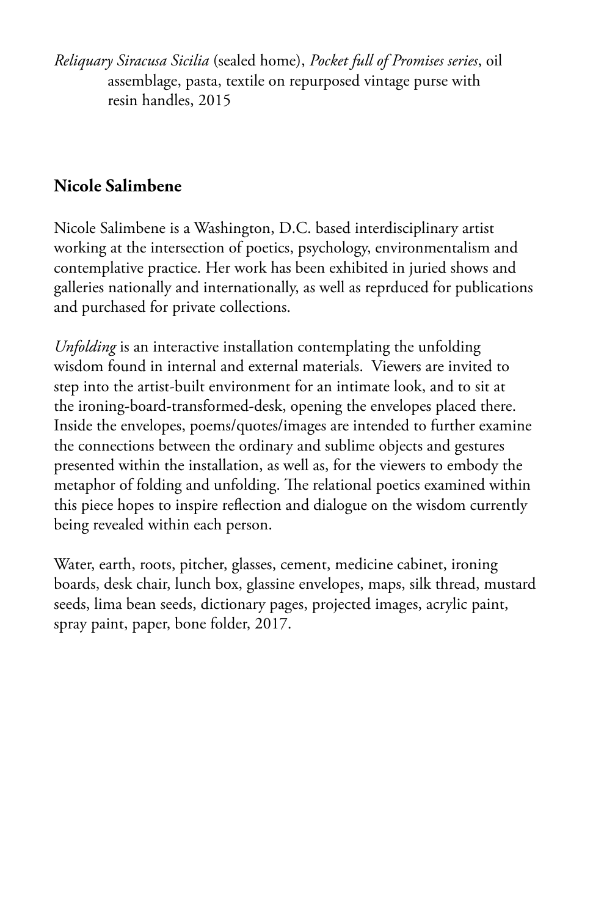*Reliquary Siracusa Sicilia* (sealed home), *Pocket full of Promises series*, oil assemblage, pasta, textile on repurposed vintage purse with resin handles, 2015

## Nicole Salimbene

Nicole Salimbene is a Washington, D.C. based interdisciplinary artist working at the intersection of poetics, psychology, environmentalism and contemplative practice. Her work has been exhibited in juried shows and galleries nationally and internationally, as well as reprduced for publications and purchased for private collections.

*Unfolding* is an interactive installation contemplating the unfolding wisdom found in internal and external materials. Viewers are invited to step into the artist-built environment for an intimate look, and to sit at the ironing-board-transformed-desk, opening the envelopes placed there. Inside the envelopes, poems/quotes/images are intended to further examine the connections between the ordinary and sublime objects and gestures presented within the installation, as well as, for the viewers to embody the metaphor of folding and unfolding. The relational poetics examined within this piece hopes to inspire reflection and dialogue on the wisdom currently being revealed within each person.

Water, earth, roots, pitcher, glasses, cement, medicine cabinet, ironing boards, desk chair, lunch box, glassine envelopes, maps, silk thread, mustard seeds, lima bean seeds, dictionary pages, projected images, acrylic paint, spray paint, paper, bone folder, 2017.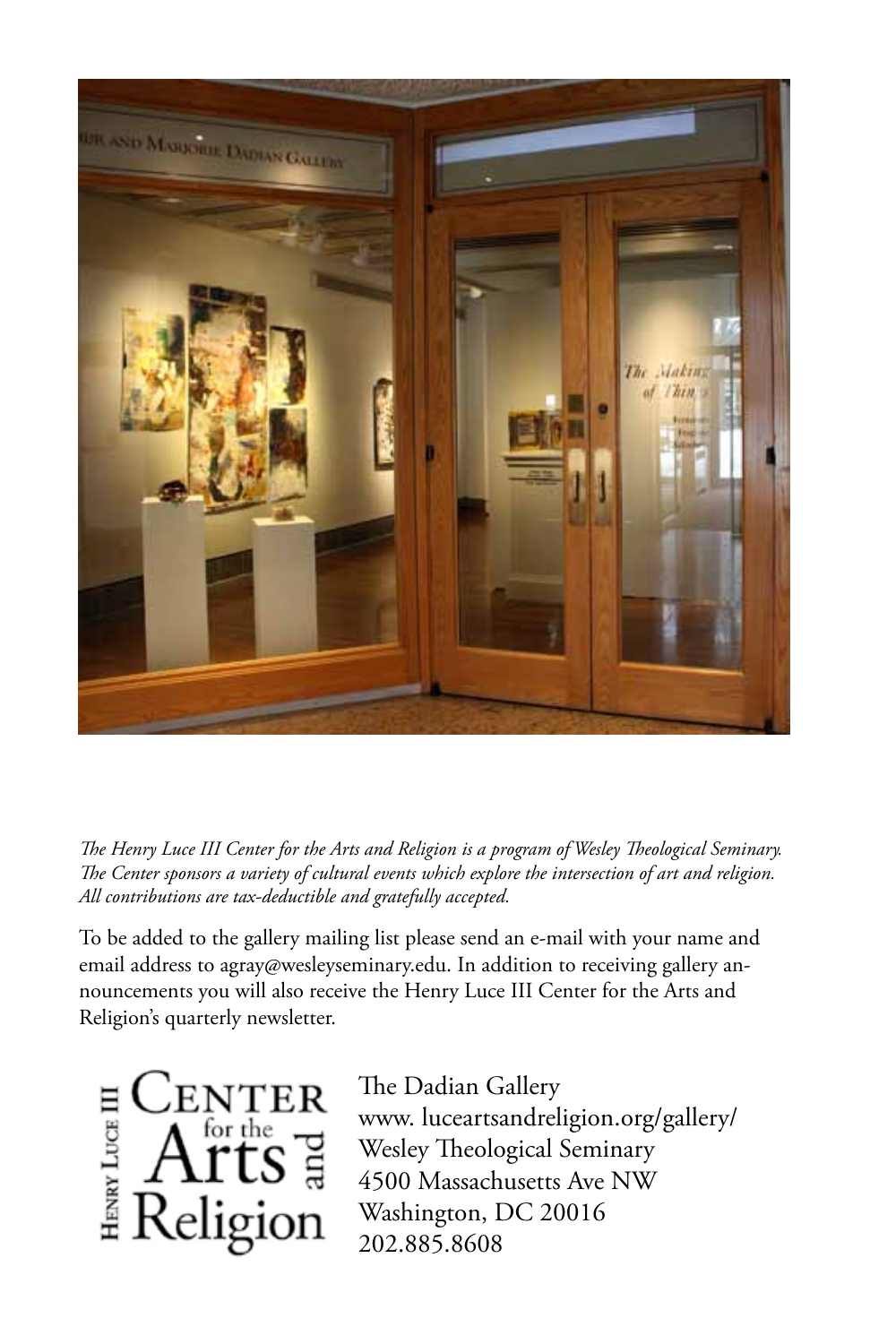*The Henry Luce III Center for the Arts and Religion is a program of Wesley Theological Seminary. The Center sponsors a variety of cultural events which explore the intersection of art and religion. All contributions are tax-deductible and gratefully accepted.*

To be added to the gallery mailing list please send an e-mail with your name and email address to agray@wesleyseminary.edu. In addition to receiving gallery announcements you will also receive the Henry Luce III Center for the Arts and Religion's quarterly newsletter.

Henry Luce III Center for the Arts and Religion

The Dadian Gallery
www. luceartsandreligion.org/gallery/
Wesley Theological Seminary
4500 Massachusetts Ave NW
Washington, DC 20016
202.885.8608